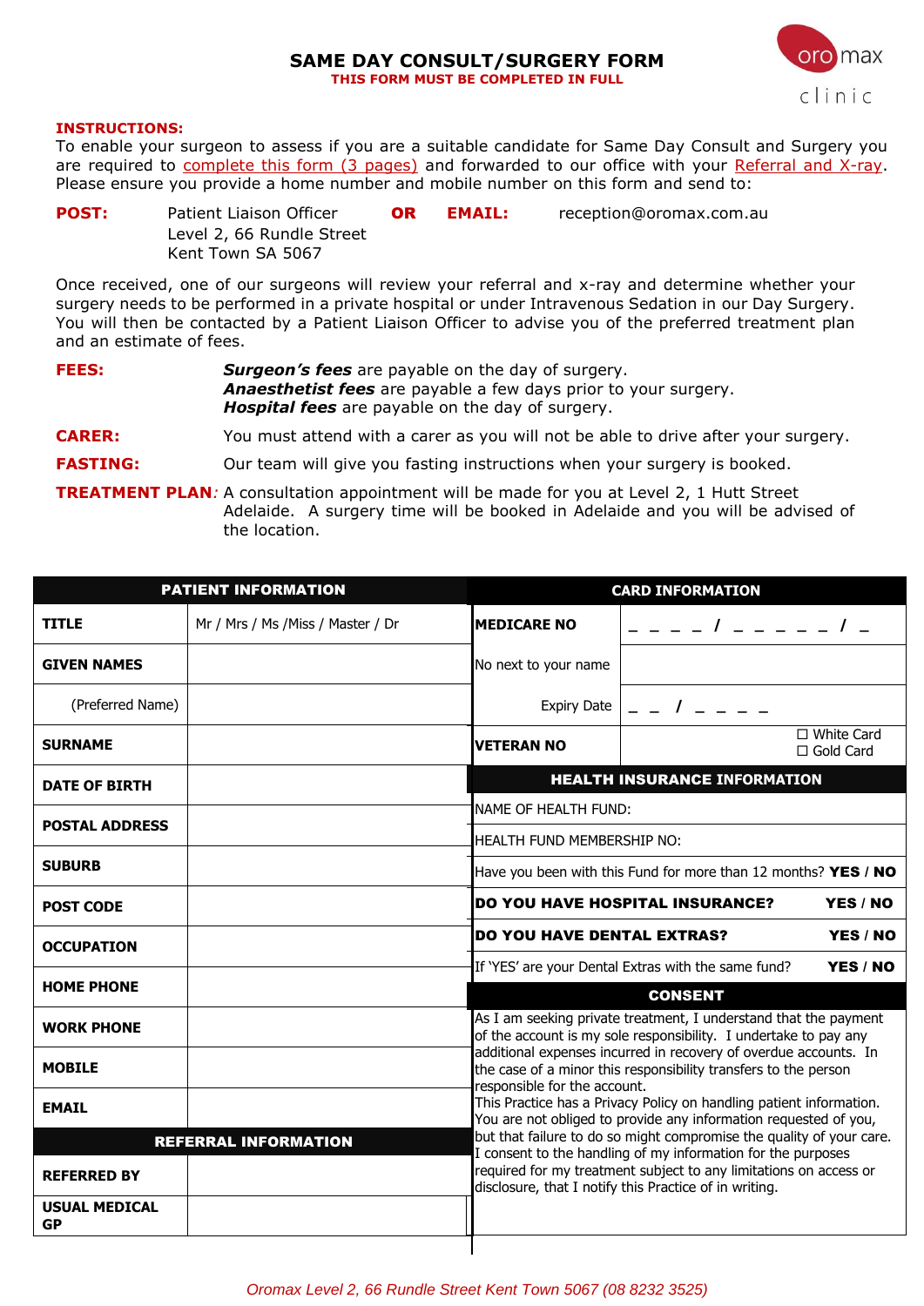# SAME DAY CONSULT/SURGERY FORM

**THIS FORM MUST BE COMPLETED IN FULL**

oro max clinic

**INSTRUCTIONS:**
To enable your surgeon to assess if you are a suitable candidate for Same Day Consult and Surgery you are required to complete this form (3 pages) and forwarded to our office with your Referral and X-ray. Please ensure you provide a home number and mobile number on this form and send to:

**POST:** Patient Liaison Officer
Level 2, 66 Rundle Street
Kent Town SA 5067

**OR** **EMAIL:** reception@oromax.com.au

Once received, one of our surgeons will review your referral and x-ray and determine whether your surgery needs to be performed in a private hospital or under Intravenous Sedation in our Day Surgery. You will then be contacted by a Patient Liaison Officer to advise you of the preferred treatment plan and an estimate of fees.

**FEES:** ***Surgeon's fees*** are payable on the day of surgery.
***Anaesthetist fees*** are payable a few days prior to your surgery.
***Hospital fees*** are payable on the day of surgery.

**CARER:** You must attend with a carer as you will not be able to drive after your surgery.

**FASTING:** Our team will give you fasting instructions when your surgery is booked.

**TREATMENT PLAN:** A consultation appointment will be made for you at Level 2, 1 Hutt Street Adelaide. A surgery time will be booked in Adelaide and you will be advised of the location.

| PATIENT INFORMATION | |
|---|---|
| **TITLE** | Mr / Mrs / Ms /Miss / Master / Dr |
| **GIVEN NAMES** | |
| (Preferred Name) | |
| **SURNAME** | |
| **DATE OF BIRTH** | |
| **POSTAL ADDRESS** | |
| **SUBURB** | |
| **POST CODE** | |
| **OCCUPATION** | |
| **HOME PHONE** | |
| **WORK PHONE** | |
| **MOBILE** | |
| **EMAIL** | |
| **REFERRAL INFORMATION** | |
| **REFERRED BY** | |
| **USUAL MEDICAL GP** | |

| CARD INFORMATION | |
|---|---|
| **MEDICARE NO** | _ _ _ _ / _ _ _ _ _ / _ |
| No next to your name | |
| Expiry Date | _ _ / _ _ _ _ |
| **VETERAN NO** | ☐ White Card ☐ Gold Card |

| HEALTH INSURANCE INFORMATION | |
|---|---|
| NAME OF HEALTH FUND: | |
| HEALTH FUND MEMBERSHIP NO: | |
| Have you been with this Fund for more than 12 months? | **YES / NO** |
| **DO YOU HAVE HOSPITAL INSURANCE?** | **YES / NO** |
| **DO YOU HAVE DENTAL EXTRAS?** | **YES / NO** |
| If 'YES' are your Dental Extras with the same fund? | **YES / NO** |

**CONSENT**

As I am seeking private treatment, I understand that the payment of the account is my sole responsibility. I undertake to pay any additional expenses incurred in recovery of overdue accounts. In the case of a minor this responsibility transfers to the person responsible for the account.
This Practice has a Privacy Policy on handling patient information. You are not obliged to provide any information requested of you, but that failure to do so might compromise the quality of your care. I consent to the handling of my information for the purposes required for my treatment subject to any limitations on access or disclosure, that I notify this Practice of in writing.

*Oromax Level 2, 66 Rundle Street Kent Town 5067 (08 8232 3525)*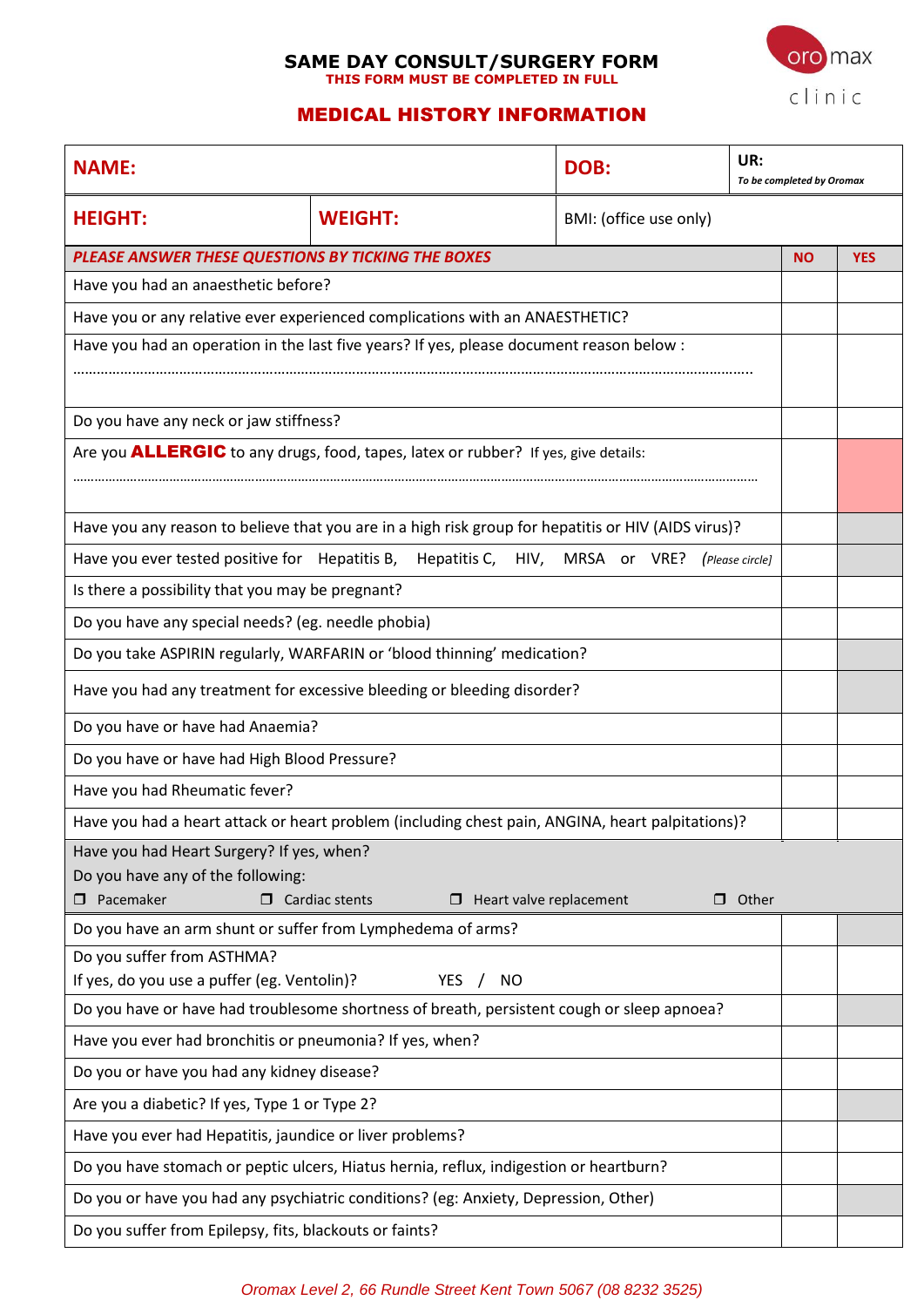## SAME DAY CONSULT/SURGERY FORM

**THIS FORM MUST BE COMPLETED IN FULL**

oro max clinic

## MEDICAL HISTORY INFORMATION

| NAME: | | DOB: | UR: *To be completed by Oromax* |
|---|---|---|---|
| HEIGHT: | WEIGHT: | BMI: (office use only) | |

| *PLEASE ANSWER THESE QUESTIONS BY TICKING THE BOXES* | NO | YES |
|---|---|---|
| Have you had an anaesthetic before? | | |
| Have you or any relative ever experienced complications with an ANAESTHETIC? | | |
| Have you had an operation in the last five years? If yes, please document reason below : ………………………………………………………………………………………………………………………………………… | | |
| Do you have any neck or jaw stiffness? | | |
| Are you **ALLERGIC** to any drugs, food, tapes, latex or rubber? If yes, give details: ……………………………………………………………………………………………………………………………………………… | | |
| Have you any reason to believe that you are in a high risk group for hepatitis or HIV (AIDS virus)? | | |
| Have you ever tested positive for Hepatitis B, Hepatitis C, HIV, MRSA or VRE? *(Please circle)* | | |
| Is there a possibility that you may be pregnant? | | |
| Do you have any special needs? (eg. needle phobia) | | |
| Do you take ASPIRIN regularly, WARFARIN or 'blood thinning' medication? | | |
| Have you had any treatment for excessive bleeding or bleeding disorder? | | |
| Do you have or have had Anaemia? | | |
| Do you have or have had High Blood Pressure? | | |
| Have you had Rheumatic fever? | | |
| Have you had a heart attack or heart problem (including chest pain, ANGINA, heart palpitations)? | | |
| Have you had Heart Surgery? If yes, when? Do you have any of the following: ❐ Pacemaker ❐ Cardiac stents ❐ Heart valve replacement ❐ Other | | |
| Do you have an arm shunt or suffer from Lymphedema of arms? | | |
| Do you suffer from ASTHMA? If yes, do you use a puffer (eg. Ventolin)? YES / NO | | |
| Do you have or have had troublesome shortness of breath, persistent cough or sleep apnoea? | | |
| Have you ever had bronchitis or pneumonia? If yes, when? | | |
| Do you or have you had any kidney disease? | | |
| Are you a diabetic? If yes, Type 1 or Type 2? | | |
| Have you ever had Hepatitis, jaundice or liver problems? | | |
| Do you have stomach or peptic ulcers, Hiatus hernia, reflux, indigestion or heartburn? | | |
| Do you or have you had any psychiatric conditions? (eg: Anxiety, Depression, Other) | | |
| Do you suffer from Epilepsy, fits, blackouts or faints? | | |

*Oromax Level 2, 66 Rundle Street Kent Town 5067 (08 8232 3525)*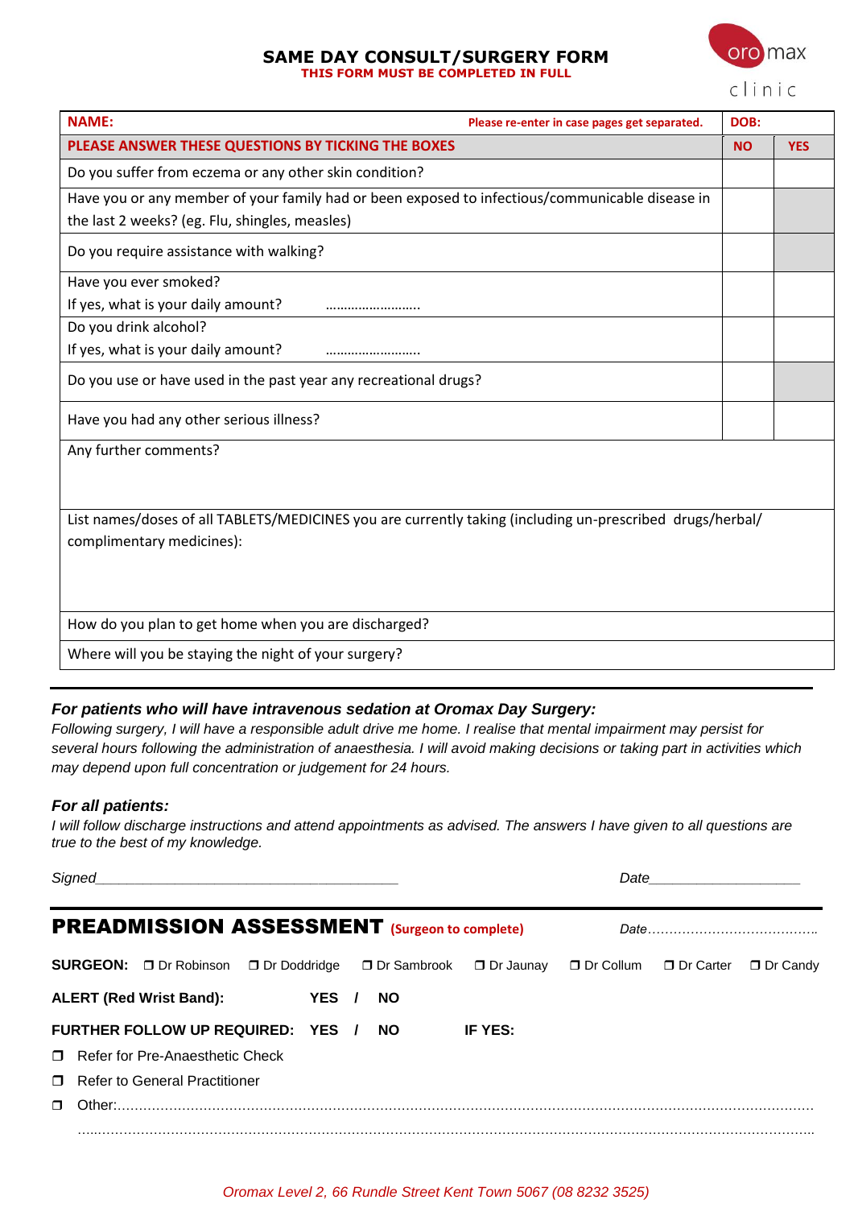# SAME DAY CONSULT/SURGERY FORM

**THIS FORM MUST BE COMPLETED IN FULL**

oro max clinic

| **NAME:** Please re-enter in case pages get separated. | **DOB:** | |
|---|---|---|
| **PLEASE ANSWER THESE QUESTIONS BY TICKING THE BOXES** | **NO** | **YES** |
| Do you suffer from eczema or any other skin condition? | | |
| Have you or any member of your family had or been exposed to infectious/communicable disease in the last 2 weeks? (eg. Flu, shingles, measles) | | |
| Do you require assistance with walking? | | |
| Have you ever smoked? If yes, what is your daily amount? …………………….. | | |
| Do you drink alcohol? If yes, what is your daily amount? …………………….. | | |
| Do you use or have used in the past year any recreational drugs? | | |
| Have you had any other serious illness? | | |
| Any further comments? | | |
| List names/doses of all TABLETS/MEDICINES you are currently taking (including un-prescribed drugs/herbal/ complimentary medicines): | | |
| How do you plan to get home when you are discharged? | | |
| Where will you be staying the night of your surgery? | | |

***For patients who will have intravenous sedation at Oromax Day Surgery:***

*Following surgery, I will have a responsible adult drive me home. I realise that mental impairment may persist for several hours following the administration of anaesthesia. I will avoid making decisions or taking part in activities which may depend upon full concentration or judgement for 24 hours.*

***For all patients:***

*I will follow discharge instructions and attend appointments as advised. The answers I have given to all questions are true to the best of my knowledge.*

*Signed*______________________________________ *Date*___________________

## PREADMISSION ASSESSMENT (Surgeon to complete)

*Date*…………………………………..

**SURGEON:** ❐ Dr Robinson ❐ Dr Doddridge ❐ Dr Sambrook ❐ Dr Jaunay ❐ Dr Collum ❐ Dr Carter ❐ Dr Candy

**ALERT (Red Wrist Band):** **YES / NO**

**FURTHER FOLLOW UP REQUIRED:** **YES / NO** **IF YES:**

❐ Refer for Pre-Anaesthetic Check

❐ Refer to General Practitioner

❐ Other:…………………………………………………………………………………………………………………………………

……………………………………………………………………………………………………………………………………………

*Oromax Level 2, 66 Rundle Street Kent Town 5067 (08 8232 3525)*